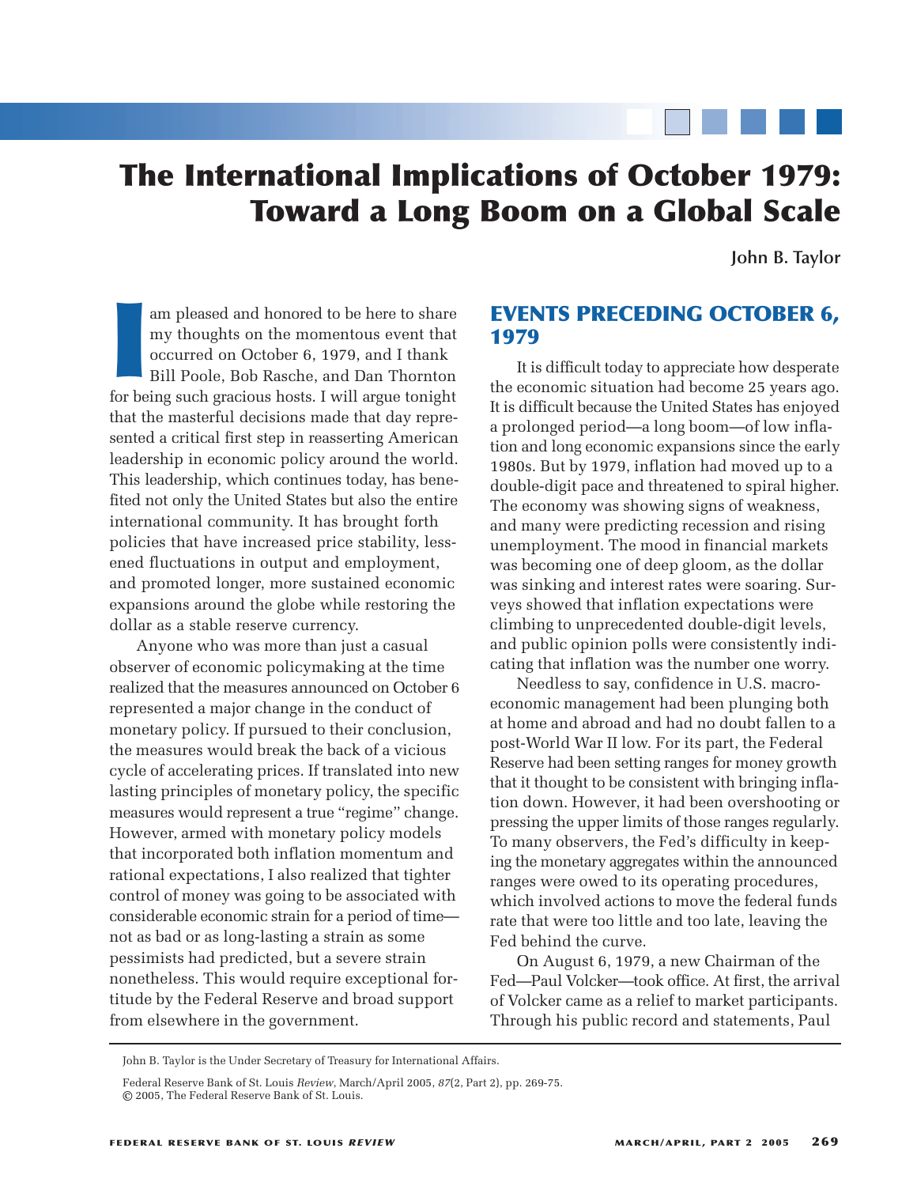# The International Implications of October 1979: Toward a Long Boom on a Global Scale

**John B. Taylor**

I am pleased and honored to be here to share my thoughts on the momentous event that occurred on October 6, 1979, and I thank Bill Poole, Bob Rasche, and Dan Thornton for being such gracious hosts. I will argue tonight that the masterful decisions made that day represented a critical first step in reasserting American leadership in economic policy around the world. This leadership, which continues today, has benefited not only the United States but also the entire international community. It has brought forth policies that have increased price stability, lessened fluctuations in output and employment, and promoted longer, more sustained economic expansions around the globe while restoring the dollar as a stable reserve currency.

Anyone who was more than just a casual observer of economic policymaking at the time realized that the measures announced on October 6 represented a major change in the conduct of monetary policy. If pursued to their conclusion, the measures would break the back of a vicious cycle of accelerating prices. If translated into new lasting principles of monetary policy, the specific measures would represent a true "regime" change. However, armed with monetary policy models that incorporated both inflation momentum and rational expectations, I also realized that tighter control of money was going to be associated with considerable economic strain for a period of time—not as bad or as long-lasting a strain as some pessimists had predicted, but a severe strain nonetheless. This would require exceptional fortitude by the Federal Reserve and broad support from elsewhere in the government.

## EVENTS PRECEDING OCTOBER 6, 1979

It is difficult today to appreciate how desperate the economic situation had become 25 years ago. It is difficult because the United States has enjoyed a prolonged period—a long boom—of low inflation and long economic expansions since the early 1980s. But by 1979, inflation had moved up to a double-digit pace and threatened to spiral higher. The economy was showing signs of weakness, and many were predicting recession and rising unemployment. The mood in financial markets was becoming one of deep gloom, as the dollar was sinking and interest rates were soaring. Surveys showed that inflation expectations were climbing to unprecedented double-digit levels, and public opinion polls were consistently indicating that inflation was the number one worry.

Needless to say, confidence in U.S. macroeconomic management had been plunging both at home and abroad and had no doubt fallen to a post-World War II low. For its part, the Federal Reserve had been setting ranges for money growth that it thought to be consistent with bringing inflation down. However, it had been overshooting or pressing the upper limits of those ranges regularly. To many observers, the Fed's difficulty in keeping the monetary aggregates within the announced ranges were owed to its operating procedures, which involved actions to move the federal funds rate that were too little and too late, leaving the Fed behind the curve.

On August 6, 1979, a new Chairman of the Fed—Paul Volcker—took office. At first, the arrival of Volcker came as a relief to market participants. Through his public record and statements, Paul

John B. Taylor is the Under Secretary of Treasury for International Affairs.

Federal Reserve Bank of St. Louis *Review*, March/April 2005, *87*(2, Part 2), pp. 269-75.
© 2005, The Federal Reserve Bank of St. Louis.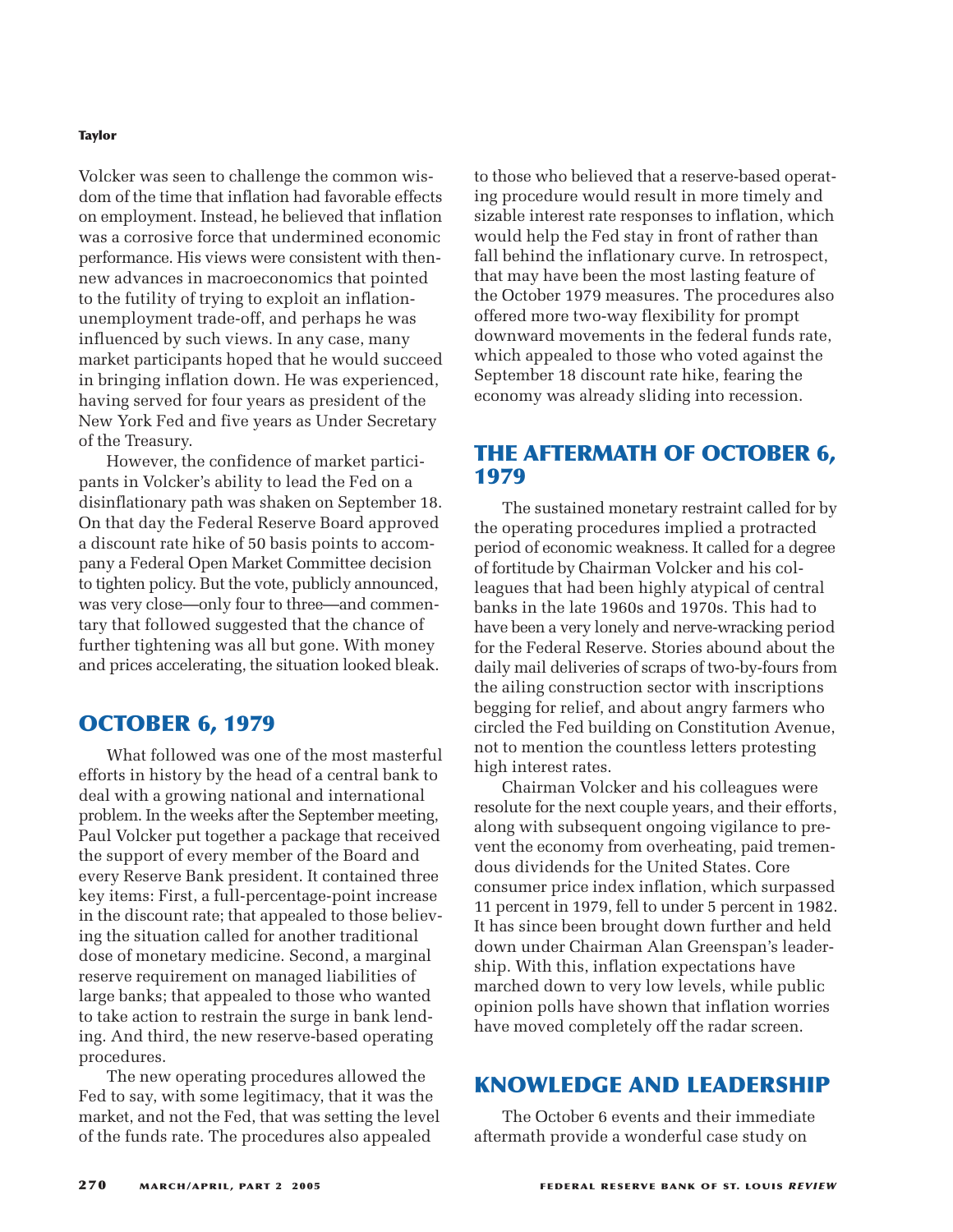Volcker was seen to challenge the common wisdom of the time that inflation had favorable effects on employment. Instead, he believed that inflation was a corrosive force that undermined economic performance. His views were consistent with then-new advances in macroeconomics that pointed to the futility of trying to exploit an inflation-unemployment trade-off, and perhaps he was influenced by such views. In any case, many market participants hoped that he would succeed in bringing inflation down. He was experienced, having served for four years as president of the New York Fed and five years as Under Secretary of the Treasury.

However, the confidence of market participants in Volcker's ability to lead the Fed on a disinflationary path was shaken on September 18. On that day the Federal Reserve Board approved a discount rate hike of 50 basis points to accompany a Federal Open Market Committee decision to tighten policy. But the vote, publicly announced, was very close—only four to three—and commentary that followed suggested that the chance of further tightening was all but gone. With money and prices accelerating, the situation looked bleak.

## OCTOBER 6, 1979

What followed was one of the most masterful efforts in history by the head of a central bank to deal with a growing national and international problem. In the weeks after the September meeting, Paul Volcker put together a package that received the support of every member of the Board and every Reserve Bank president. It contained three key items: First, a full-percentage-point increase in the discount rate; that appealed to those believing the situation called for another traditional dose of monetary medicine. Second, a marginal reserve requirement on managed liabilities of large banks; that appealed to those who wanted to take action to restrain the surge in bank lending. And third, the new reserve-based operating procedures.

The new operating procedures allowed the Fed to say, with some legitimacy, that it was the market, and not the Fed, that was setting the level of the funds rate. The procedures also appealed to those who believed that a reserve-based operating procedure would result in more timely and sizable interest rate responses to inflation, which would help the Fed stay in front of rather than fall behind the inflationary curve. In retrospect, that may have been the most lasting feature of the October 1979 measures. The procedures also offered more two-way flexibility for prompt downward movements in the federal funds rate, which appealed to those who voted against the September 18 discount rate hike, fearing the economy was already sliding into recession.

## THE AFTERMATH OF OCTOBER 6, 1979

The sustained monetary restraint called for by the operating procedures implied a protracted period of economic weakness. It called for a degree of fortitude by Chairman Volcker and his colleagues that had been highly atypical of central banks in the late 1960s and 1970s. This had to have been a very lonely and nerve-wracking period for the Federal Reserve. Stories abound about the daily mail deliveries of scraps of two-by-fours from the ailing construction sector with inscriptions begging for relief, and about angry farmers who circled the Fed building on Constitution Avenue, not to mention the countless letters protesting high interest rates.

Chairman Volcker and his colleagues were resolute for the next couple years, and their efforts, along with subsequent ongoing vigilance to prevent the economy from overheating, paid tremendous dividends for the United States. Core consumer price index inflation, which surpassed 11 percent in 1979, fell to under 5 percent in 1982. It has since been brought down further and held down under Chairman Alan Greenspan's leadership. With this, inflation expectations have marched down to very low levels, while public opinion polls have shown that inflation worries have moved completely off the radar screen.

## KNOWLEDGE AND LEADERSHIP

The October 6 events and their immediate aftermath provide a wonderful case study on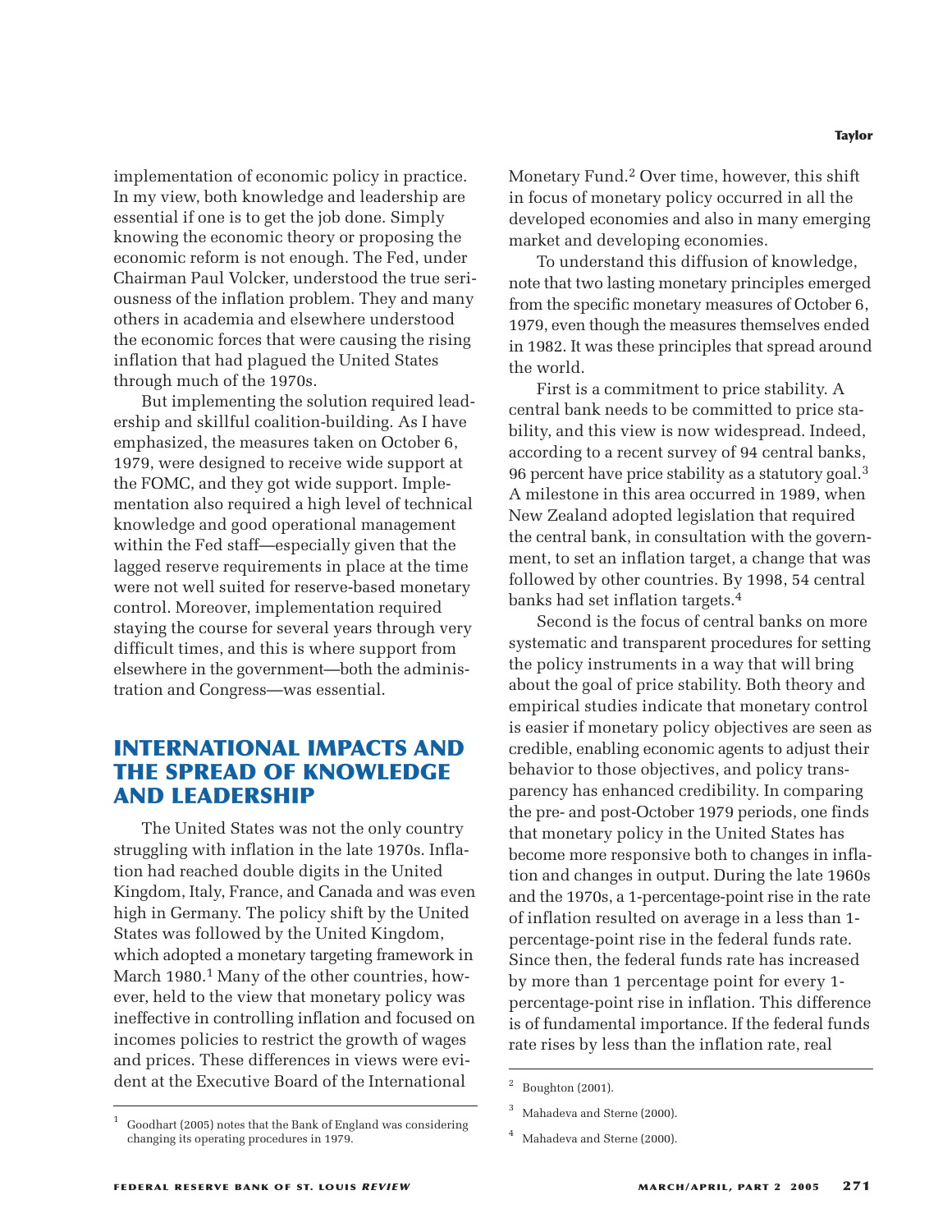implementation of economic policy in practice. In my view, both knowledge and leadership are essential if one is to get the job done. Simply knowing the economic theory or proposing the economic reform is not enough. The Fed, under Chairman Paul Volcker, understood the true seriousness of the inflation problem. They and many others in academia and elsewhere understood the economic forces that were causing the rising inflation that had plagued the United States through much of the 1970s.

But implementing the solution required leadership and skillful coalition-building. As I have emphasized, the measures taken on October 6, 1979, were designed to receive wide support at the FOMC, and they got wide support. Implementation also required a high level of technical knowledge and good operational management within the Fed staff—especially given that the lagged reserve requirements in place at the time were not well suited for reserve-based monetary control. Moreover, implementation required staying the course for several years through very difficult times, and this is where support from elsewhere in the government—both the administration and Congress—was essential.

## INTERNATIONAL IMPACTS AND THE SPREAD OF KNOWLEDGE AND LEADERSHIP

The United States was not the only country struggling with inflation in the late 1970s. Inflation had reached double digits in the United Kingdom, Italy, France, and Canada and was even high in Germany. The policy shift by the United States was followed by the United Kingdom, which adopted a monetary targeting framework in March 1980.[1] Many of the other countries, however, held to the view that monetary policy was ineffective in controlling inflation and focused on incomes policies to restrict the growth of wages and prices. These differences in views were evident at the Executive Board of the International Monetary Fund.[2] Over time, however, this shift in focus of monetary policy occurred in all the developed economies and also in many emerging market and developing economies.

To understand this diffusion of knowledge, note that two lasting monetary principles emerged from the specific monetary measures of October 6, 1979, even though the measures themselves ended in 1982. It was these principles that spread around the world.

First is a commitment to price stability. A central bank needs to be committed to price stability, and this view is now widespread. Indeed, according to a recent survey of 94 central banks, 96 percent have price stability as a statutory goal.[3] A milestone in this area occurred in 1989, when New Zealand adopted legislation that required the central bank, in consultation with the government, to set an inflation target, a change that was followed by other countries. By 1998, 54 central banks had set inflation targets.[4]

Second is the focus of central banks on more systematic and transparent procedures for setting the policy instruments in a way that will bring about the goal of price stability. Both theory and empirical studies indicate that monetary control is easier if monetary policy objectives are seen as credible, enabling economic agents to adjust their behavior to those objectives, and policy transparency has enhanced credibility. In comparing the pre- and post-October 1979 periods, one finds that monetary policy in the United States has become more responsive both to changes in inflation and changes in output. During the late 1960s and the 1970s, a 1-percentage-point rise in the rate of inflation resulted on average in a less than 1-percentage-point rise in the federal funds rate. Since then, the federal funds rate has increased by more than 1 percentage point for every 1-percentage-point rise in inflation. This difference is of fundamental importance. If the federal funds rate rises by less than the inflation rate, real

---

[1] Goodhart (2005) notes that the Bank of England was considering changing its operating procedures in 1979.

[2] Boughton (2001).

[3] Mahadeva and Sterne (2000).

[4] Mahadeva and Sterne (2000).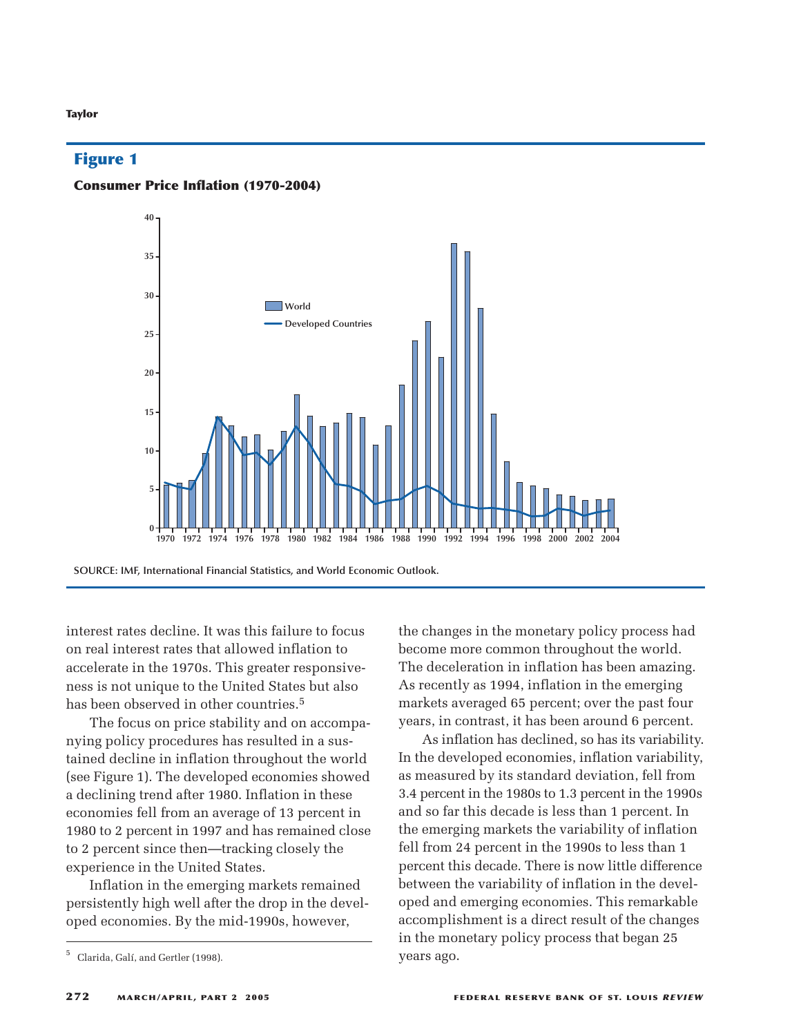## Figure 1

**Consumer Price Inflation (1970-2004)**

SOURCE: IMF, International Financial Statistics, and World Economic Outlook.

interest rates decline. It was this failure to focus on real interest rates that allowed inflation to accelerate in the 1970s. This greater responsiveness is not unique to the United States but also has been observed in other countries.[5]

The focus on price stability and on accompanying policy procedures has resulted in a sustained decline in inflation throughout the world (see Figure 1). The developed economies showed a declining trend after 1980. Inflation in these economies fell from an average of 13 percent in 1980 to 2 percent in 1997 and has remained close to 2 percent since then—tracking closely the experience in the United States.

Inflation in the emerging markets remained persistently high well after the drop in the developed economies. By the mid-1990s, however, the changes in the monetary policy process had become more common throughout the world. The deceleration in inflation has been amazing. As recently as 1994, inflation in the emerging markets averaged 65 percent; over the past four years, in contrast, it has been around 6 percent.

As inflation has declined, so has its variability. In the developed economies, inflation variability, as measured by its standard deviation, fell from 3.4 percent in the 1980s to 1.3 percent in the 1990s and so far this decade is less than 1 percent. In the emerging markets the variability of inflation fell from 24 percent in the 1990s to less than 1 percent this decade. There is now little difference between the variability of inflation in the developed and emerging economies. This remarkable accomplishment is a direct result of the changes in the monetary policy process that began 25 years ago.

[5] Clarida, Galí, and Gertler (1998).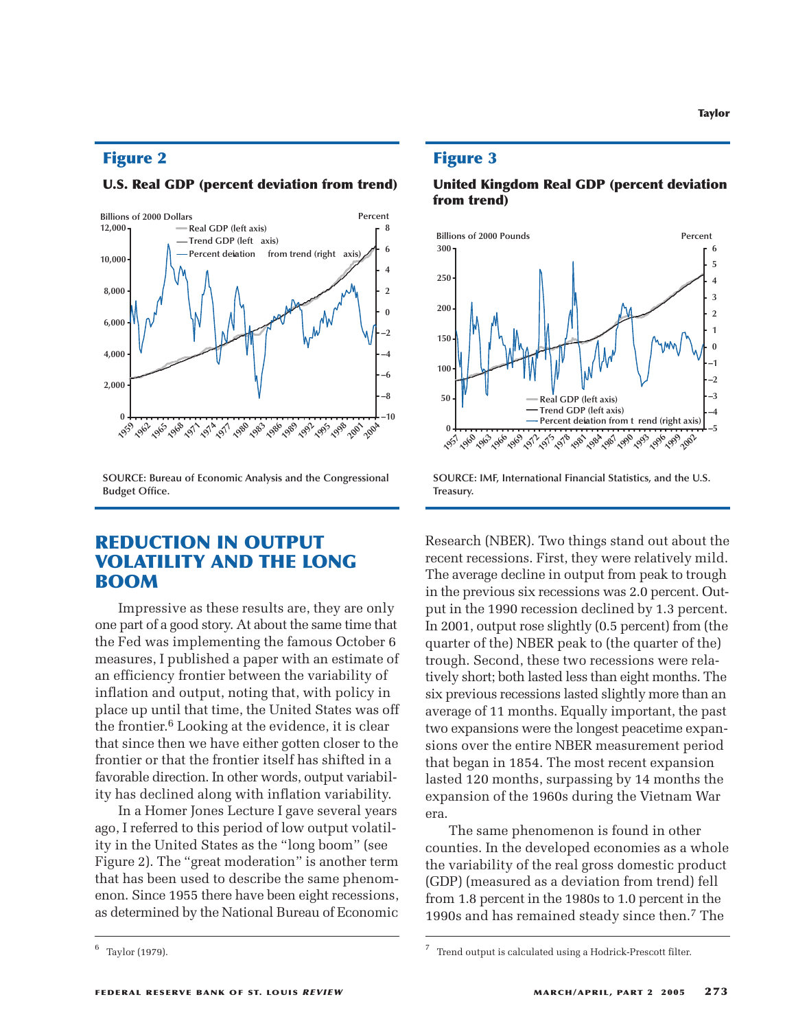## Figure 2

**U.S. Real GDP (percent deviation from trend)**

SOURCE: Bureau of Economic Analysis and the Congressional Budget Office.

## Figure 3

**United Kingdom Real GDP (percent deviation from trend)**

SOURCE: IMF, International Financial Statistics, and the U.S. Treasury.

# REDUCTION IN OUTPUT VOLATILITY AND THE LONG BOOM

Impressive as these results are, they are only one part of a good story. At about the same time that the Fed was implementing the famous October 6 measures, I published a paper with an estimate of an efficiency frontier between the variability of inflation and output, noting that, with policy in place up until that time, the United States was off the frontier.[6] Looking at the evidence, it is clear that since then we have either gotten closer to the frontier or that the frontier itself has shifted in a favorable direction. In other words, output variability has declined along with inflation variability.

In a Homer Jones Lecture I gave several years ago, I referred to this period of low output volatility in the United States as the "long boom" (see Figure 2). The "great moderation" is another term that has been used to describe the same phenomenon. Since 1955 there have been eight recessions, as determined by the National Bureau of Economic Research (NBER). Two things stand out about the recent recessions. First, they were relatively mild. The average decline in output from peak to trough in the previous six recessions was 2.0 percent. Output in the 1990 recession declined by 1.3 percent. In 2001, output rose slightly (0.5 percent) from (the quarter of the) NBER peak to (the quarter of the) trough. Second, these two recessions were relatively short; both lasted less than eight months. The six previous recessions lasted slightly more than an average of 11 months. Equally important, the past two expansions were the longest peacetime expansions over the entire NBER measurement period that began in 1854. The most recent expansion lasted 120 months, surpassing by 14 months the expansion of the 1960s during the Vietnam War era.

The same phenomenon is found in other counties. In the developed economies as a whole the variability of the real gross domestic product (GDP) (measured as a deviation from trend) fell from 1.8 percent in the 1980s to 1.0 percent in the 1990s and has remained steady since then.[7] The

---

[6] Taylor (1979).

[7] Trend output is calculated using a Hodrick-Prescott filter.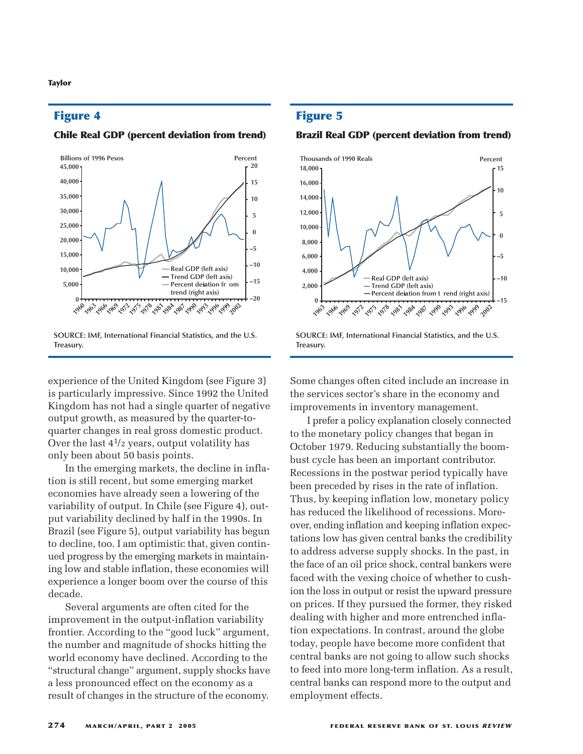## Figure 4

**Chile Real GDP (percent deviation from trend)**

SOURCE: IMF, International Financial Statistics, and the U.S. Treasury.

## Figure 5

**Brazil Real GDP (percent deviation from trend)**

SOURCE: IMF, International Financial Statistics, and the U.S. Treasury.

experience of the United Kingdom (see Figure 3) is particularly impressive. Since 1992 the United Kingdom has not had a single quarter of negative output growth, as measured by the quarter-to-quarter changes in real gross domestic product. Over the last 4 1/2 years, output volatility has only been about 50 basis points.

In the emerging markets, the decline in inflation is still recent, but some emerging market economies have already seen a lowering of the variability of output. In Chile (see Figure 4), output variability declined by half in the 1990s. In Brazil (see Figure 5), output variability has begun to decline, too. I am optimistic that, given continued progress by the emerging markets in maintaining low and stable inflation, these economies will experience a longer boom over the course of this decade.

Several arguments are often cited for the improvement in the output-inflation variability frontier. According to the "good luck" argument, the number and magnitude of shocks hitting the world economy have declined. According to the "structural change" argument, supply shocks have a less pronounced effect on the economy as a result of changes in the structure of the economy. Some changes often cited include an increase in the services sector's share in the economy and improvements in inventory management.

I prefer a policy explanation closely connected to the monetary policy changes that began in October 1979. Reducing substantially the boom-bust cycle has been an important contributor. Recessions in the postwar period typically have been preceded by rises in the rate of inflation. Thus, by keeping inflation low, monetary policy has reduced the likelihood of recessions. Moreover, ending inflation and keeping inflation expectations low has given central banks the credibility to address adverse supply shocks. In the past, in the face of an oil price shock, central bankers were faced with the vexing choice of whether to cushion the loss in output or resist the upward pressure on prices. If they pursued the former, they risked dealing with higher and more entrenched inflation expectations. In contrast, around the globe today, people have become more confident that central banks are not going to allow such shocks to feed into more long-term inflation. As a result, central banks can respond more to the output and employment effects.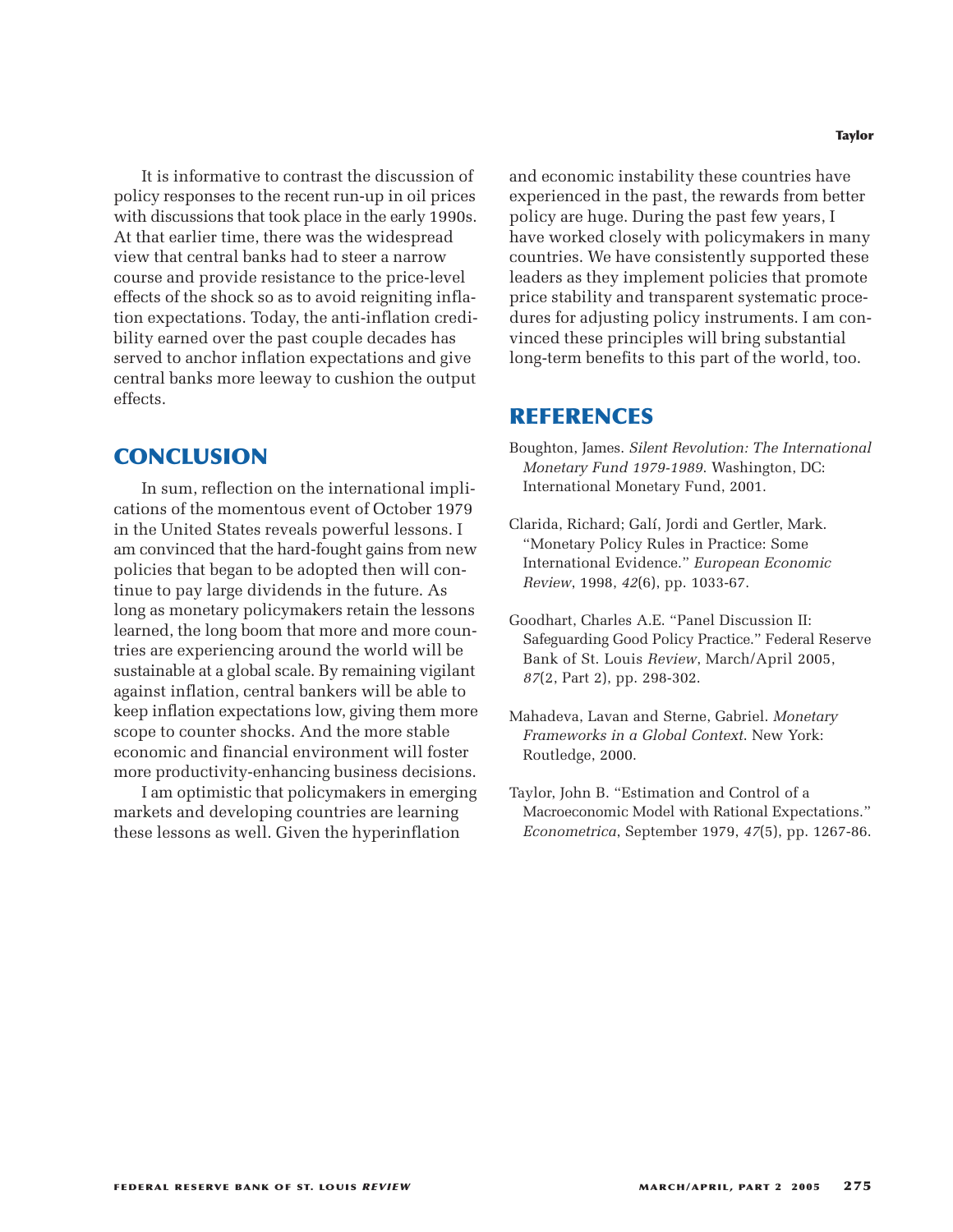It is informative to contrast the discussion of policy responses to the recent run-up in oil prices with discussions that took place in the early 1990s. At that earlier time, there was the widespread view that central banks had to steer a narrow course and provide resistance to the price-level effects of the shock so as to avoid reigniting inflation expectations. Today, the anti-inflation credibility earned over the past couple decades has served to anchor inflation expectations and give central banks more leeway to cushion the output effects.

## CONCLUSION

In sum, reflection on the international implications of the momentous event of October 1979 in the United States reveals powerful lessons. I am convinced that the hard-fought gains from new policies that began to be adopted then will continue to pay large dividends in the future. As long as monetary policymakers retain the lessons learned, the long boom that more and more countries are experiencing around the world will be sustainable at a global scale. By remaining vigilant against inflation, central bankers will be able to keep inflation expectations low, giving them more scope to counter shocks. And the more stable economic and financial environment will foster more productivity-enhancing business decisions.

I am optimistic that policymakers in emerging markets and developing countries are learning these lessons as well. Given the hyperinflation and economic instability these countries have experienced in the past, the rewards from better policy are huge. During the past few years, I have worked closely with policymakers in many countries. We have consistently supported these leaders as they implement policies that promote price stability and transparent systematic procedures for adjusting policy instruments. I am convinced these principles will bring substantial long-term benefits to this part of the world, too.

## REFERENCES

Boughton, James. *Silent Revolution: The International Monetary Fund 1979-1989.* Washington, DC: International Monetary Fund, 2001.

Clarida, Richard; Galí, Jordi and Gertler, Mark. "Monetary Policy Rules in Practice: Some International Evidence." *European Economic Review*, 1998, *42*(6), pp. 1033-67.

Goodhart, Charles A.E. "Panel Discussion II: Safeguarding Good Policy Practice." Federal Reserve Bank of St. Louis *Review*, March/April 2005, *87*(2, Part 2), pp. 298-302.

Mahadeva, Lavan and Sterne, Gabriel. *Monetary Frameworks in a Global Context*. New York: Routledge, 2000.

Taylor, John B. "Estimation and Control of a Macroeconomic Model with Rational Expectations." *Econometrica*, September 1979, *47*(5), pp. 1267-86.